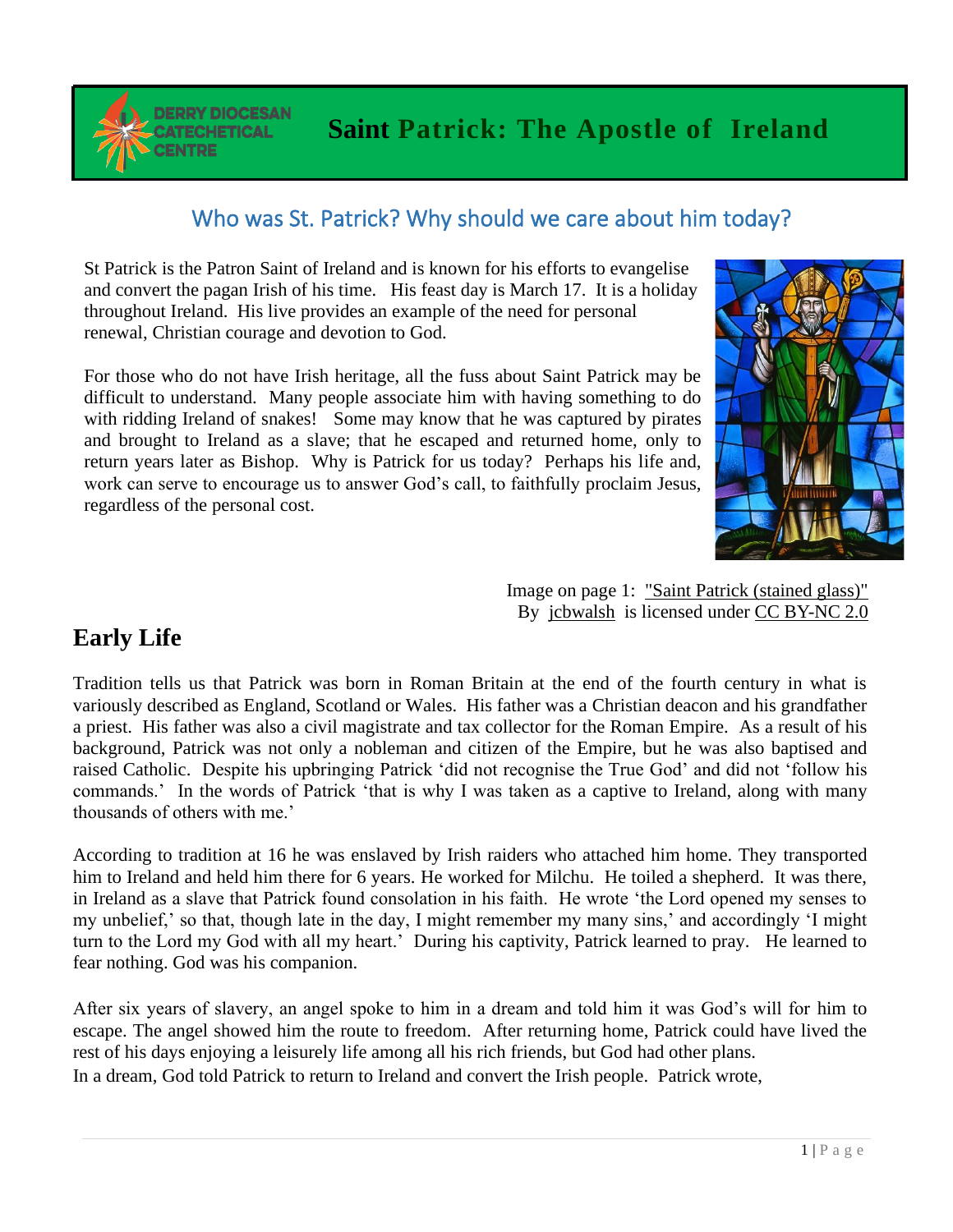DERRY DIOCESAN CATECHETICAL CENTRE

# Saint Patrick: The Apostle of Ireland

## Who was St. Patrick? Why should we care about him today?

St Patrick is the Patron Saint of Ireland and is known for his efforts to evangelise and convert the pagan Irish of his time. His feast day is March 17. It is a holiday throughout Ireland. His live provides an example of the need for personal renewal, Christian courage and devotion to God.

For those who do not have Irish heritage, all the fuss about Saint Patrick may be difficult to understand. Many people associate him with having something to do with ridding Ireland of snakes! Some may know that he was captured by pirates and brought to Ireland as a slave; that he escaped and returned home, only to return years later as Bishop. Why is Patrick for us today? Perhaps his life and, work can serve to encourage us to answer God's call, to faithfully proclaim Jesus, regardless of the personal cost.

Image on page 1: "Saint Patrick (stained glass)" By jcbwalsh is licensed under CC BY-NC 2.0

# Early Life

Tradition tells us that Patrick was born in Roman Britain at the end of the fourth century in what is variously described as England, Scotland or Wales. His father was a Christian deacon and his grandfather a priest. His father was also a civil magistrate and tax collector for the Roman Empire. As a result of his background, Patrick was not only a nobleman and citizen of the Empire, but he was also baptised and raised Catholic. Despite his upbringing Patrick 'did not recognise the True God' and did not 'follow his commands.' In the words of Patrick 'that is why I was taken as a captive to Ireland, along with many thousands of others with me.'

According to tradition at 16 he was enslaved by Irish raiders who attached him home. They transported him to Ireland and held him there for 6 years. He worked for Milchu. He toiled a shepherd. It was there, in Ireland as a slave that Patrick found consolation in his faith. He wrote 'the Lord opened my senses to my unbelief,' so that, though late in the day, I might remember my many sins,' and accordingly 'I might turn to the Lord my God with all my heart.' During his captivity, Patrick learned to pray. He learned to fear nothing. God was his companion.

After six years of slavery, an angel spoke to him in a dream and told him it was God's will for him to escape. The angel showed him the route to freedom. After returning home, Patrick could have lived the rest of his days enjoying a leisurely life among all his rich friends, but God had other plans.
In a dream, God told Patrick to return to Ireland and convert the Irish people. Patrick wrote,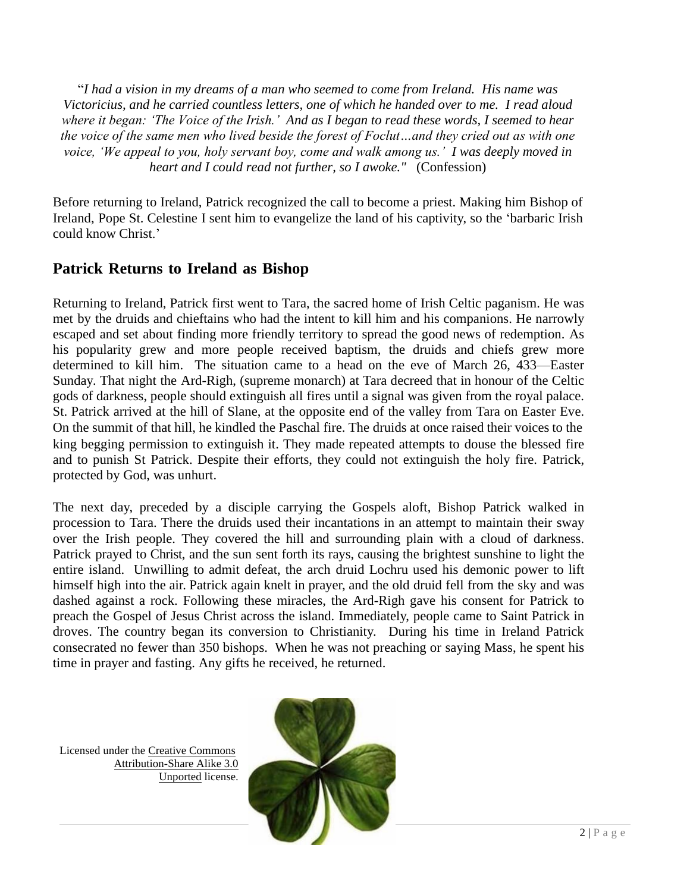"*I had a vision in my dreams of a man who seemed to come from Ireland. His name was Victoricius, and he carried countless letters, one of which he handed over to me. I read aloud where it began: 'The Voice of the Irish.' And as I began to read these words, I seemed to hear the voice of the same men who lived beside the forest of Foclut…and they cried out as with one voice, 'We appeal to you, holy servant boy, come and walk among us.' I was deeply moved in heart and I could read not further, so I awoke."* (Confession)

Before returning to Ireland, Patrick recognized the call to become a priest. Making him Bishop of Ireland, Pope St. Celestine I sent him to evangelize the land of his captivity, so the 'barbaric Irish could know Christ.'

## Patrick Returns to Ireland as Bishop

Returning to Ireland, Patrick first went to Tara, the sacred home of Irish Celtic paganism. He was met by the druids and chieftains who had the intent to kill him and his companions. He narrowly escaped and set about finding more friendly territory to spread the good news of redemption. As his popularity grew and more people received baptism, the druids and chiefs grew more determined to kill him. The situation came to a head on the eve of March 26, 433—Easter Sunday. That night the Ard-Righ, (supreme monarch) at Tara decreed that in honour of the Celtic gods of darkness, people should extinguish all fires until a signal was given from the royal palace. St. Patrick arrived at the hill of Slane, at the opposite end of the valley from Tara on Easter Eve. On the summit of that hill, he kindled the Paschal fire. The druids at once raised their voices to the king begging permission to extinguish it. They made repeated attempts to douse the blessed fire and to punish St Patrick. Despite their efforts, they could not extinguish the holy fire. Patrick, protected by God, was unhurt.

The next day, preceded by a disciple carrying the Gospels aloft, Bishop Patrick walked in procession to Tara. There the druids used their incantations in an attempt to maintain their sway over the Irish people. They covered the hill and surrounding plain with a cloud of darkness. Patrick prayed to Christ, and the sun sent forth its rays, causing the brightest sunshine to light the entire island. Unwilling to admit defeat, the arch druid Lochru used his demonic power to lift himself high into the air. Patrick again knelt in prayer, and the old druid fell from the sky and was dashed against a rock. Following these miracles, the Ard-Righ gave his consent for Patrick to preach the Gospel of Jesus Christ across the island. Immediately, people came to Saint Patrick in droves. The country began its conversion to Christianity. During his time in Ireland Patrick consecrated no fewer than 350 bishops. When he was not preaching or saying Mass, he spent his time in prayer and fasting. Any gifts he received, he returned.

Licensed under the Creative Commons Attribution-Share Alike 3.0 Unported license.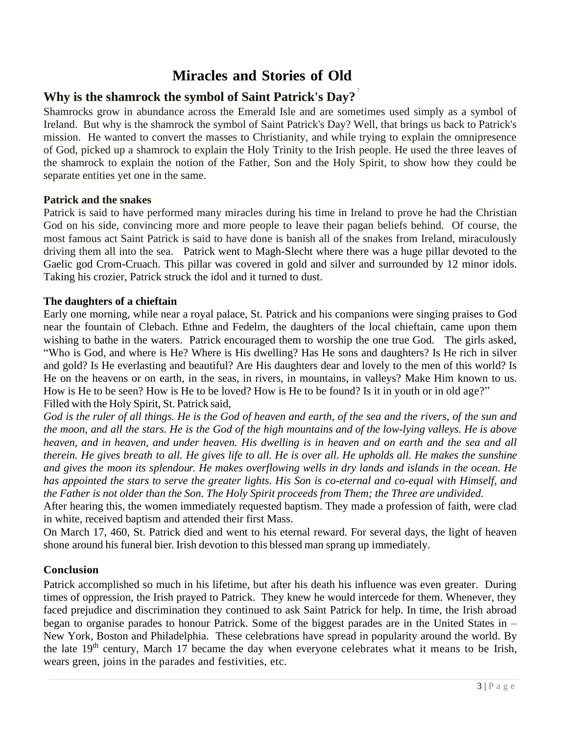# Miracles and Stories of Old

## Why is the shamrock the symbol of Saint Patrick's Day?[7]

Shamrocks grow in abundance across the Emerald Isle and are sometimes used simply as a symbol of Ireland. But why is the shamrock the symbol of Saint Patrick's Day? Well, that brings us back to Patrick's mission. He wanted to convert the masses to Christianity, and while trying to explain the omnipresence of God, picked up a shamrock to explain the Holy Trinity to the Irish people. He used the three leaves of the shamrock to explain the notion of the Father, Son and the Holy Spirit, to show how they could be separate entities yet one in the same.

**Patrick and the snakes**

Patrick is said to have performed many miracles during his time in Ireland to prove he had the Christian God on his side, convincing more and more people to leave their pagan beliefs behind. Of course, the most famous act Saint Patrick is said to have done is banish all of the snakes from Ireland, miraculously driving them all into the sea. Patrick went to Magh-Slecht where there was a huge pillar devoted to the Gaelic god Crom-Cruach. This pillar was covered in gold and silver and surrounded by 12 minor idols. Taking his crozier, Patrick struck the idol and it turned to dust.

**The daughters of a chieftain**

Early one morning, while near a royal palace, St. Patrick and his companions were singing praises to God near the fountain of Clebach. Ethne and Fedelm, the daughters of the local chieftain, came upon them wishing to bathe in the waters. Patrick encouraged them to worship the one true God. The girls asked, "Who is God, and where is He? Where is His dwelling? Has He sons and daughters? Is He rich in silver and gold? Is He everlasting and beautiful? Are His daughters dear and lovely to the men of this world? Is He on the heavens or on earth, in the seas, in rivers, in mountains, in valleys? Make Him known to us. How is He to be seen? How is He to be loved? How is He to be found? Is it in youth or in old age?"
Filled with the Holy Spirit, St. Patrick said,
*God is the ruler of all things. He is the God of heaven and earth, of the sea and the rivers, of the sun and the moon, and all the stars. He is the God of the high mountains and of the low-lying valleys. He is above heaven, and in heaven, and under heaven. His dwelling is in heaven and on earth and the sea and all therein. He gives breath to all. He gives life to all. He is over all. He upholds all. He makes the sunshine and gives the moon its splendour. He makes overflowing wells in dry lands and islands in the ocean. He has appointed the stars to serve the greater lights. His Son is co-eternal and co-equal with Himself, and the Father is not older than the Son. The Holy Spirit proceeds from Them; the Three are undivided.*
After hearing this, the women immediately requested baptism. They made a profession of faith, were clad in white, received baptism and attended their first Mass.
On March 17, 460, St. Patrick died and went to his eternal reward. For several days, the light of heaven shone around his funeral bier. Irish devotion to this blessed man sprang up immediately.

**Conclusion**

Patrick accomplished so much in his lifetime, but after his death his influence was even greater. During times of oppression, the Irish prayed to Patrick. They knew he would intercede for them. Whenever, they faced prejudice and discrimination they continued to ask Saint Patrick for help. In time, the Irish abroad began to organise parades to honour Patrick. Some of the biggest parades are in the United States in – New York, Boston and Philadelphia. These celebrations have spread in popularity around the world. By the late 19th century, March 17 became the day when everyone celebrates what it means to be Irish, wears green, joins in the parades and festivities, etc.